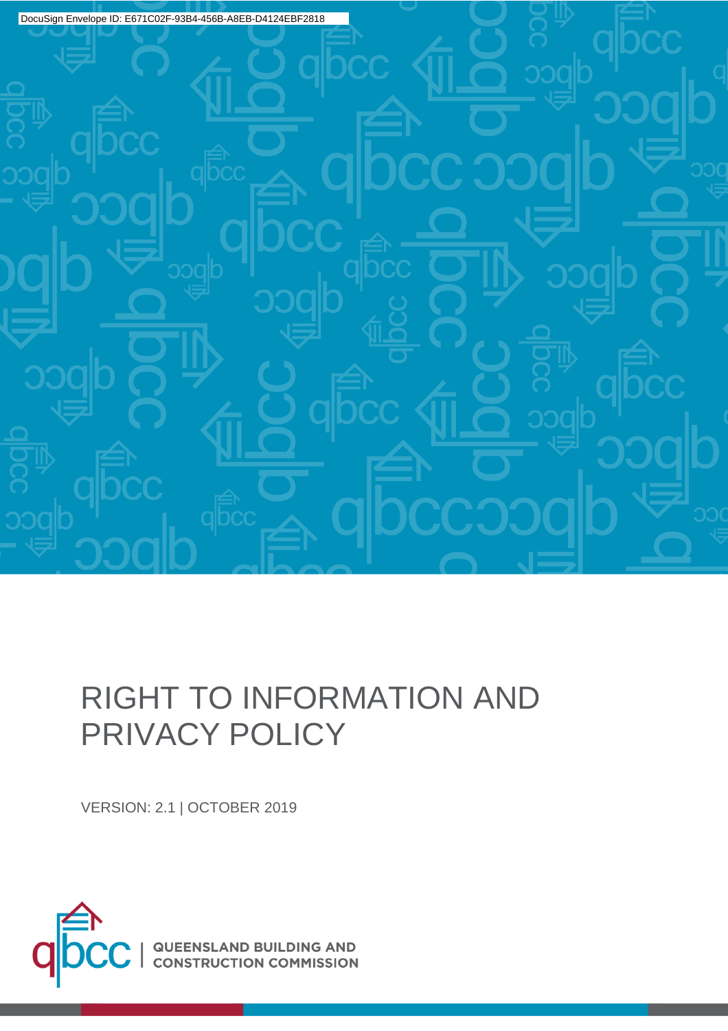DocuSign Envelope ID: E671C02F-93B4-456B-A8EB-D4124EBF2818

# RIGHT TO INFORMATION AND PRIVACY POLICY

VERSION: 2.1 | OCTOBER 2019

QUEENSLAND BUILDING AND CONSTRUCTION COMMISSION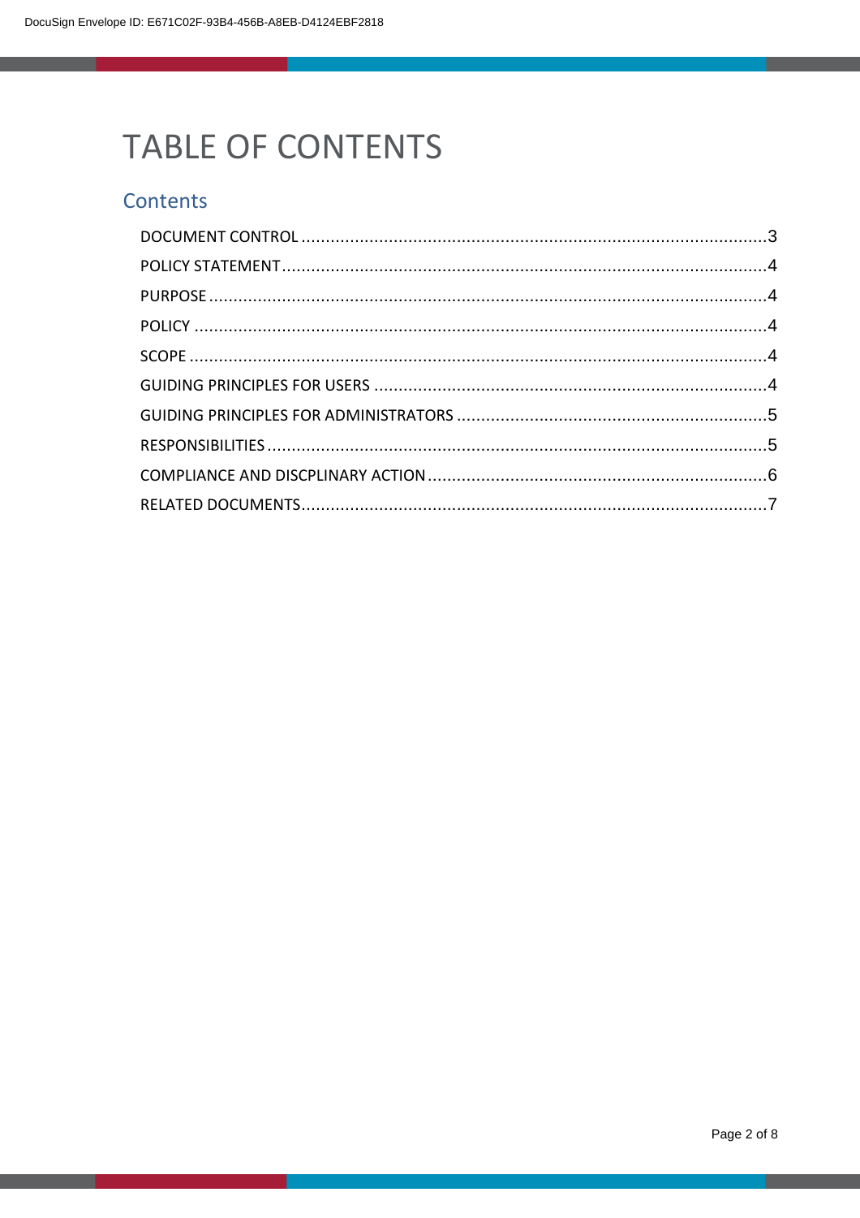# TABLE OF CONTENTS

## Contents

DOCUMENT CONTROL ............................................................................................3
POLICY STATEMENT...............................................................................................4
PURPOSE ..............................................................................................................4
POLICY ..................................................................................................................4
SCOPE ...................................................................................................................4
GUIDING PRINCIPLES FOR USERS ..........................................................................4
GUIDING PRINCIPLES FOR ADMINISTRATORS ........................................................5
RESPONSIBILITIES ..................................................................................................5
COMPLIANCE AND DISCPLINARY ACTION ...............................................................6
RELATED DOCUMENTS...........................................................................................7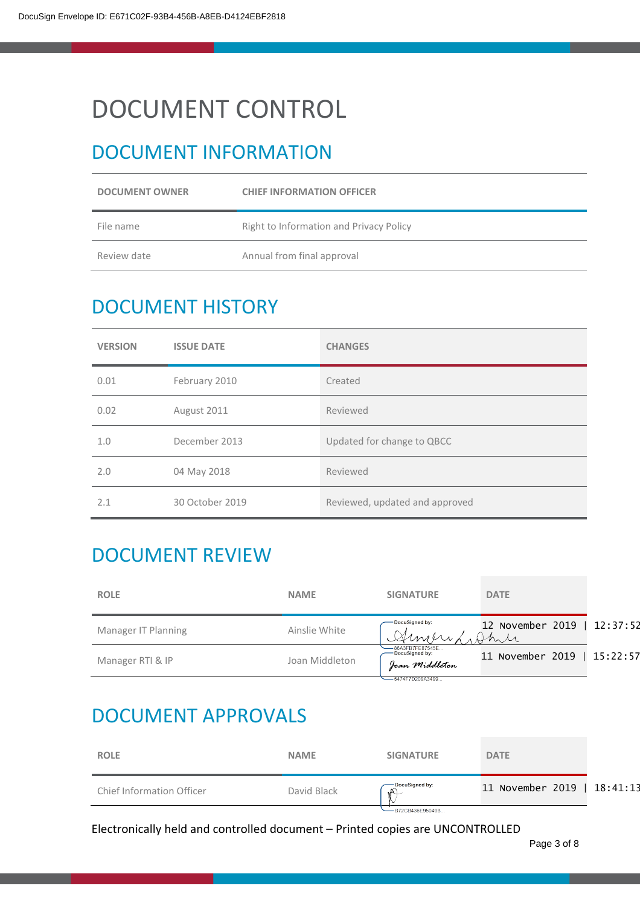# DOCUMENT CONTROL

## DOCUMENT INFORMATION

| DOCUMENT OWNER | CHIEF INFORMATION OFFICER |
|---|---|
| File name | Right to Information and Privacy Policy |
| Review date | Annual from final approval |

## DOCUMENT HISTORY

| VERSION | ISSUE DATE | CHANGES |
|---|---|---|
| 0.01 | February 2010 | Created |
| 0.02 | August 2011 | Reviewed |
| 1.0 | December 2013 | Updated for change to QBCC |
| 2.0 | 04 May 2018 | Reviewed |
| 2.1 | 30 October 2019 | Reviewed, updated and approved |

## DOCUMENT REVIEW

| ROLE | NAME | SIGNATURE | DATE |
|---|---|---|---|
| Manager IT Planning | Ainslie White | DocuSigned by: 86A3FB7FE87545E... | 12 November 2019 \| 12:37:52 |
| Manager RTI & IP | Joan Middleton | DocuSigned by: Joan Middleton 5474F7D209A3499... | 11 November 2019 \| 15:22:57 |

## DOCUMENT APPROVALS

| ROLE | NAME | SIGNATURE | DATE |
|---|---|---|---|
| Chief Information Officer | David Black | DocuSigned by: B72CB436E95040B... | 11 November 2019 \| 18:41:13 |

Electronically held and controlled document – Printed copies are UNCONTROLLED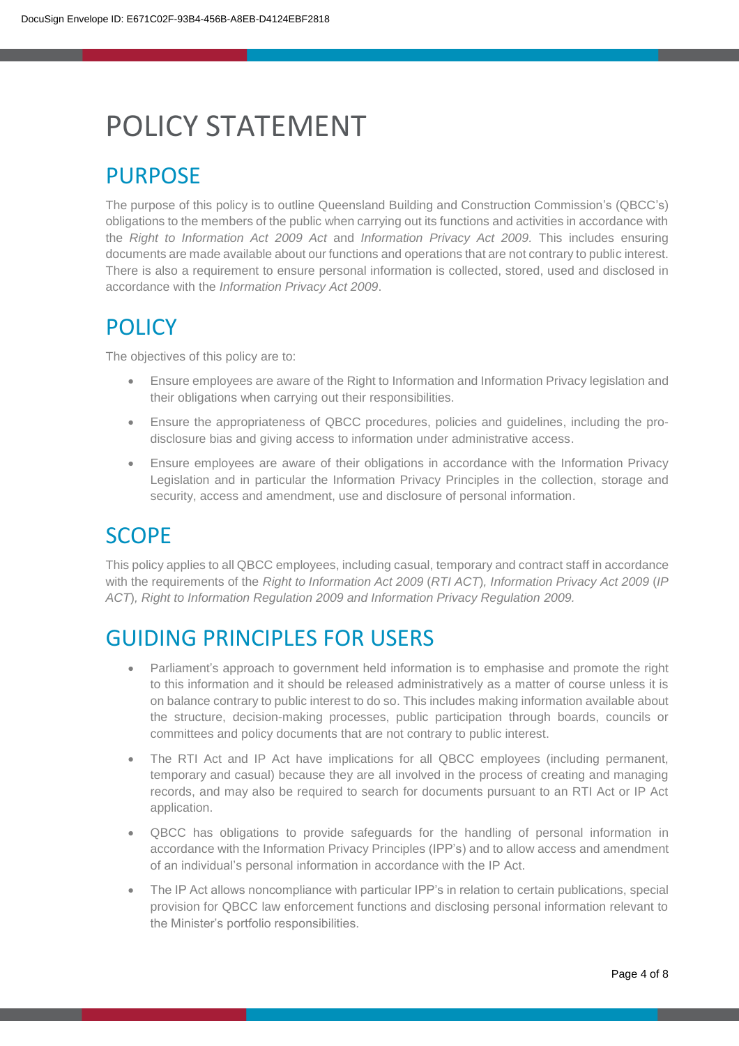# POLICY STATEMENT

## PURPOSE

The purpose of this policy is to outline Queensland Building and Construction Commission's (QBCC's) obligations to the members of the public when carrying out its functions and activities in accordance with the *Right to Information Act 2009 Act* and *Information Privacy Act 2009*. This includes ensuring documents are made available about our functions and operations that are not contrary to public interest. There is also a requirement to ensure personal information is collected, stored, used and disclosed in accordance with the *Information Privacy Act 2009*.

## POLICY

The objectives of this policy are to:

- Ensure employees are aware of the Right to Information and Information Privacy legislation and their obligations when carrying out their responsibilities.
- Ensure the appropriateness of QBCC procedures, policies and guidelines, including the pro-disclosure bias and giving access to information under administrative access.
- Ensure employees are aware of their obligations in accordance with the Information Privacy Legislation and in particular the Information Privacy Principles in the collection, storage and security, access and amendment, use and disclosure of personal information.

## SCOPE

This policy applies to all QBCC employees, including casual, temporary and contract staff in accordance with the requirements of the *Right to Information Act 2009* (*RTI ACT*), *Information Privacy Act 2009* (*IP ACT*), *Right to Information Regulation 2009 and Information Privacy Regulation 2009.*

## GUIDING PRINCIPLES FOR USERS

- Parliament's approach to government held information is to emphasise and promote the right to this information and it should be released administratively as a matter of course unless it is on balance contrary to public interest to do so. This includes making information available about the structure, decision-making processes, public participation through boards, councils or committees and policy documents that are not contrary to public interest.
- The RTI Act and IP Act have implications for all QBCC employees (including permanent, temporary and casual) because they are all involved in the process of creating and managing records, and may also be required to search for documents pursuant to an RTI Act or IP Act application.
- QBCC has obligations to provide safeguards for the handling of personal information in accordance with the Information Privacy Principles (IPP's) and to allow access and amendment of an individual's personal information in accordance with the IP Act.
- The IP Act allows noncompliance with particular IPP's in relation to certain publications, special provision for QBCC law enforcement functions and disclosing personal information relevant to the Minister's portfolio responsibilities.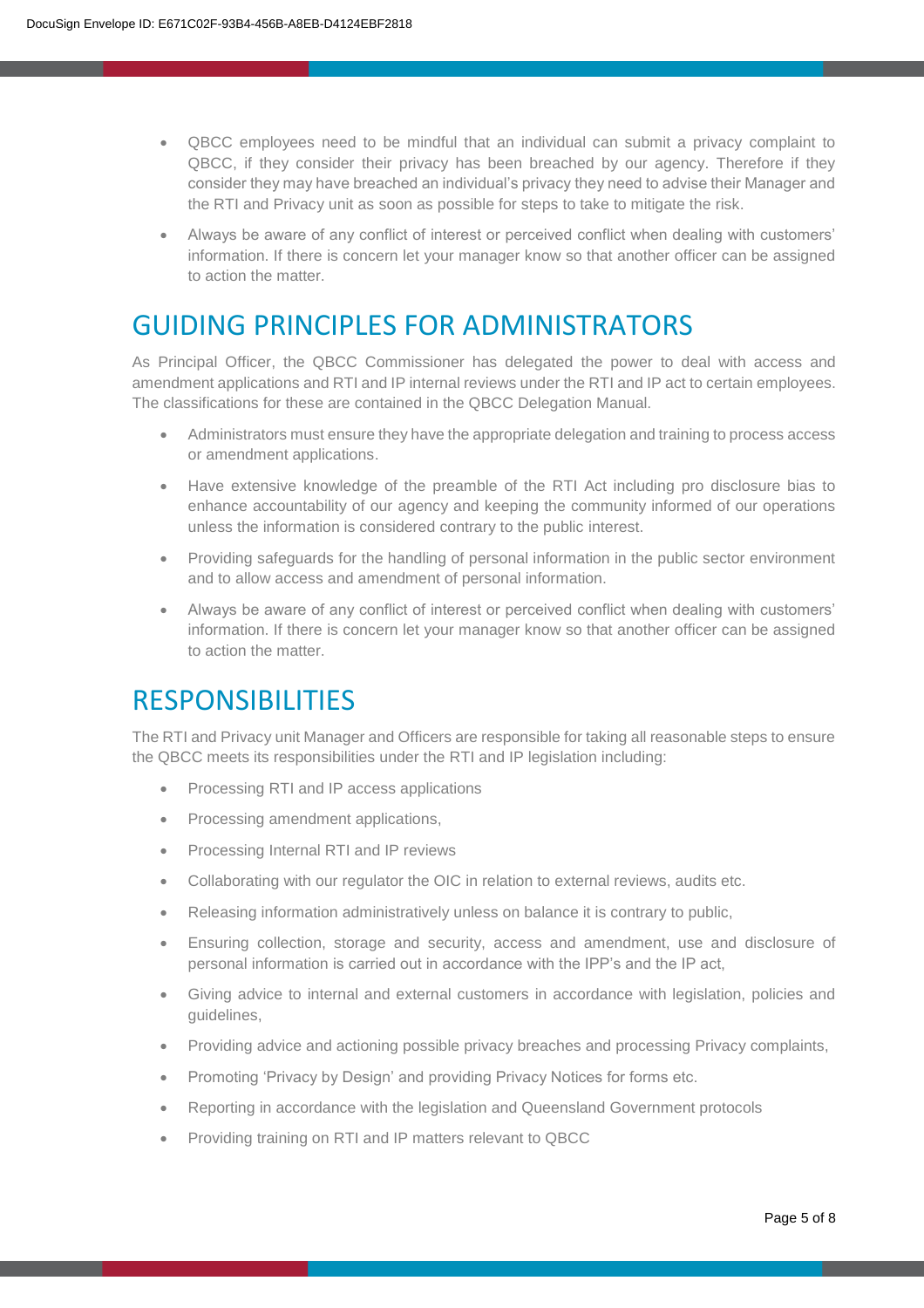- QBCC employees need to be mindful that an individual can submit a privacy complaint to QBCC, if they consider their privacy has been breached by our agency. Therefore if they consider they may have breached an individual's privacy they need to advise their Manager and the RTI and Privacy unit as soon as possible for steps to take to mitigate the risk.
- Always be aware of any conflict of interest or perceived conflict when dealing with customers' information. If there is concern let your manager know so that another officer can be assigned to action the matter.

## GUIDING PRINCIPLES FOR ADMINISTRATORS

As Principal Officer, the QBCC Commissioner has delegated the power to deal with access and amendment applications and RTI and IP internal reviews under the RTI and IP act to certain employees. The classifications for these are contained in the QBCC Delegation Manual.

- Administrators must ensure they have the appropriate delegation and training to process access or amendment applications.
- Have extensive knowledge of the preamble of the RTI Act including pro disclosure bias to enhance accountability of our agency and keeping the community informed of our operations unless the information is considered contrary to the public interest.
- Providing safeguards for the handling of personal information in the public sector environment and to allow access and amendment of personal information.
- Always be aware of any conflict of interest or perceived conflict when dealing with customers' information. If there is concern let your manager know so that another officer can be assigned to action the matter.

## RESPONSIBILITIES

The RTI and Privacy unit Manager and Officers are responsible for taking all reasonable steps to ensure the QBCC meets its responsibilities under the RTI and IP legislation including:

- Processing RTI and IP access applications
- Processing amendment applications,
- Processing Internal RTI and IP reviews
- Collaborating with our regulator the OIC in relation to external reviews, audits etc.
- Releasing information administratively unless on balance it is contrary to public,
- Ensuring collection, storage and security, access and amendment, use and disclosure of personal information is carried out in accordance with the IPP's and the IP act,
- Giving advice to internal and external customers in accordance with legislation, policies and guidelines,
- Providing advice and actioning possible privacy breaches and processing Privacy complaints,
- Promoting 'Privacy by Design' and providing Privacy Notices for forms etc.
- Reporting in accordance with the legislation and Queensland Government protocols
- Providing training on RTI and IP matters relevant to QBCC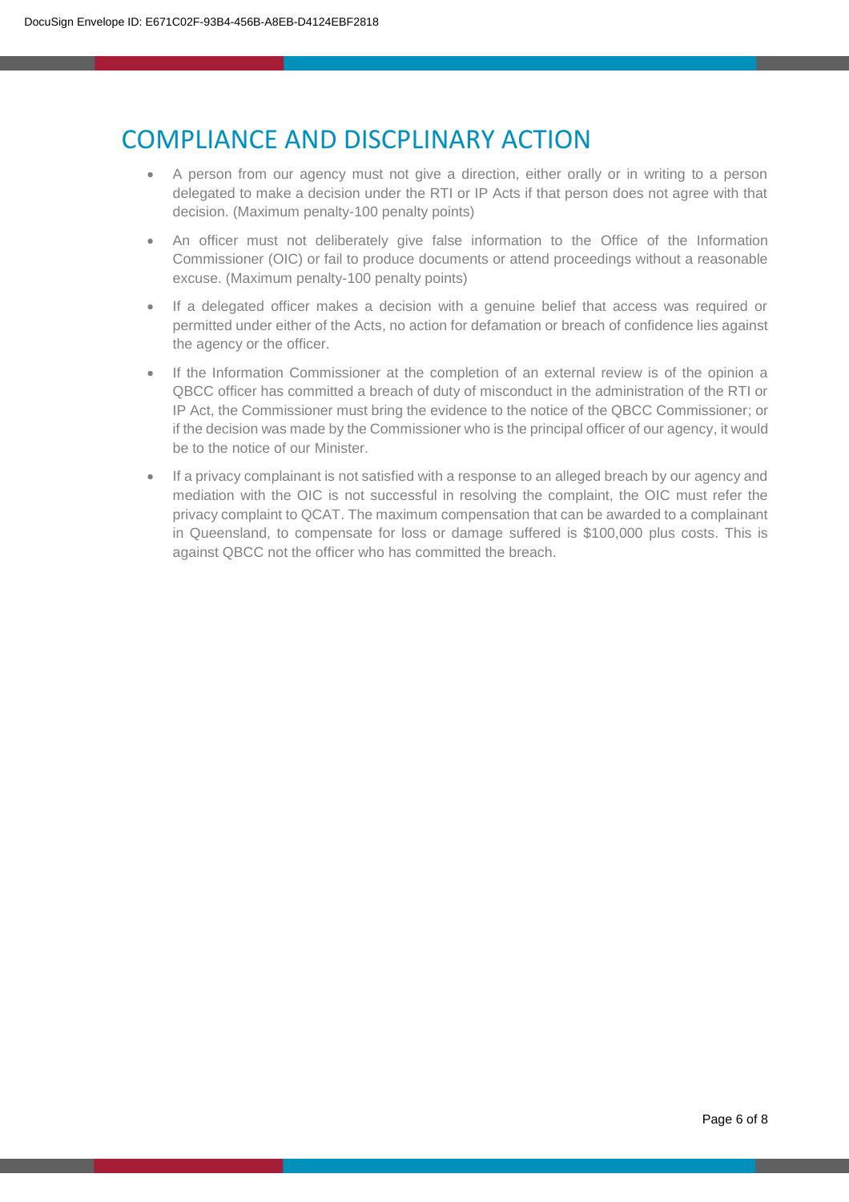# COMPLIANCE AND DISCPLINARY ACTION

- A person from our agency must not give a direction, either orally or in writing to a person delegated to make a decision under the RTI or IP Acts if that person does not agree with that decision. (Maximum penalty-100 penalty points)
- An officer must not deliberately give false information to the Office of the Information Commissioner (OIC) or fail to produce documents or attend proceedings without a reasonable excuse. (Maximum penalty-100 penalty points)
- If a delegated officer makes a decision with a genuine belief that access was required or permitted under either of the Acts, no action for defamation or breach of confidence lies against the agency or the officer.
- If the Information Commissioner at the completion of an external review is of the opinion a QBCC officer has committed a breach of duty of misconduct in the administration of the RTI or IP Act, the Commissioner must bring the evidence to the notice of the QBCC Commissioner; or if the decision was made by the Commissioner who is the principal officer of our agency, it would be to the notice of our Minister.
- If a privacy complainant is not satisfied with a response to an alleged breach by our agency and mediation with the OIC is not successful in resolving the complaint, the OIC must refer the privacy complaint to QCAT. The maximum compensation that can be awarded to a complainant in Queensland, to compensate for loss or damage suffered is $100,000 plus costs. This is against QBCC not the officer who has committed the breach.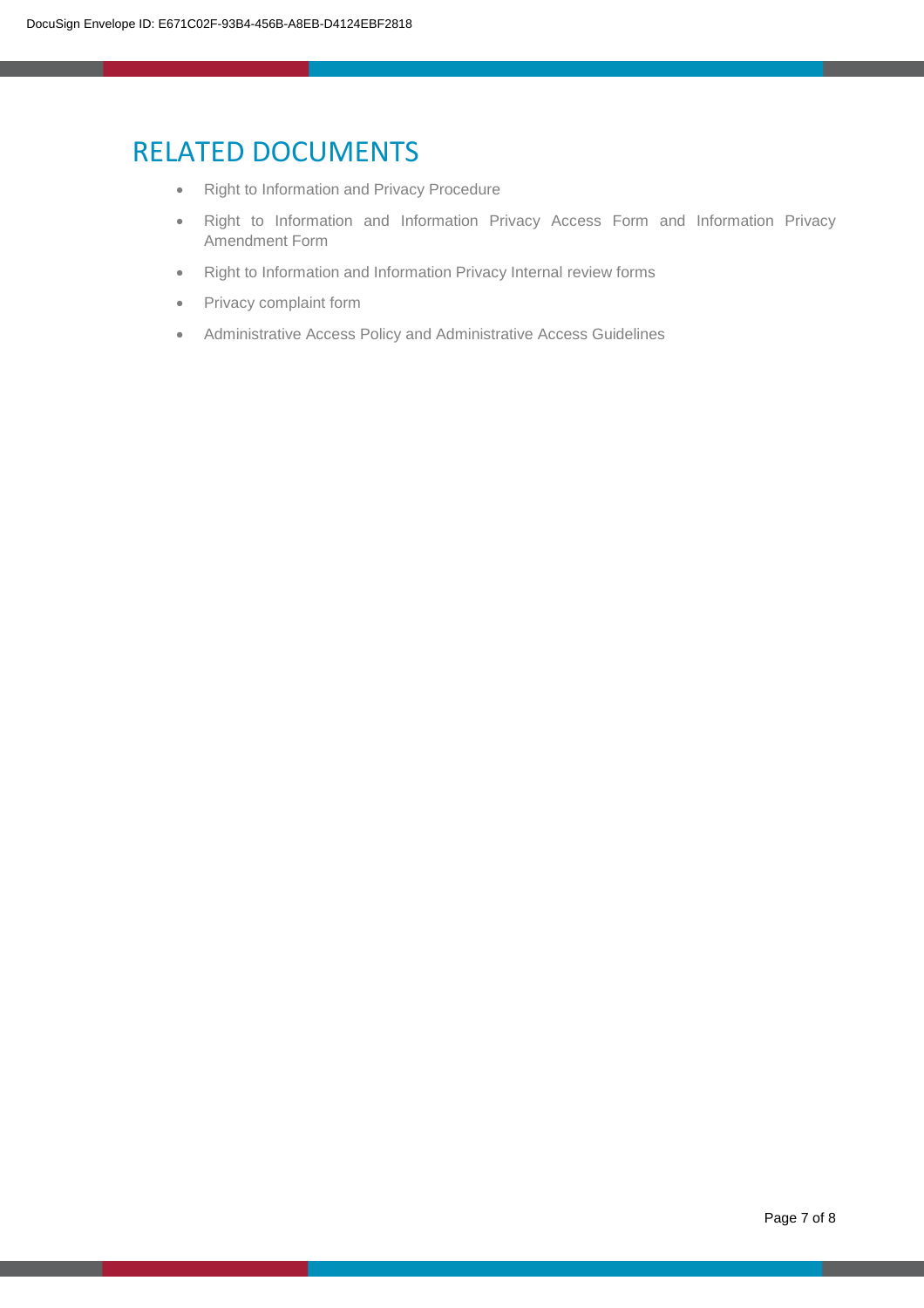# RELATED DOCUMENTS

- Right to Information and Privacy Procedure
- Right to Information and Information Privacy Access Form and Information Privacy Amendment Form
- Right to Information and Information Privacy Internal review forms
- Privacy complaint form
- Administrative Access Policy and Administrative Access Guidelines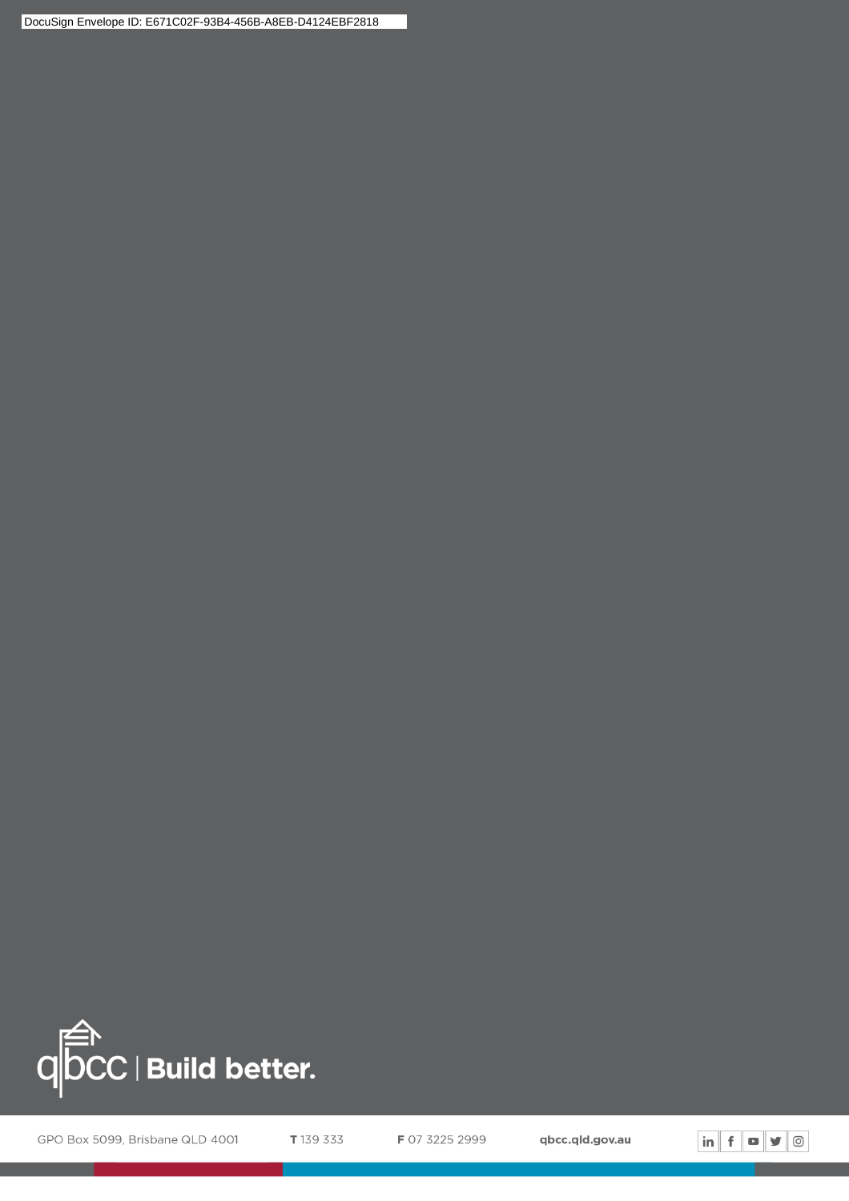DocuSign Envelope ID: E671C02F-93B4-456B-A8EB-D4124EBF2818

qbcc | Build better.

GPO Box 5099, Brisbane QLD 4001

**T** 139 333

**F** 07 3225 2999

**qbcc.qld.gov.au**